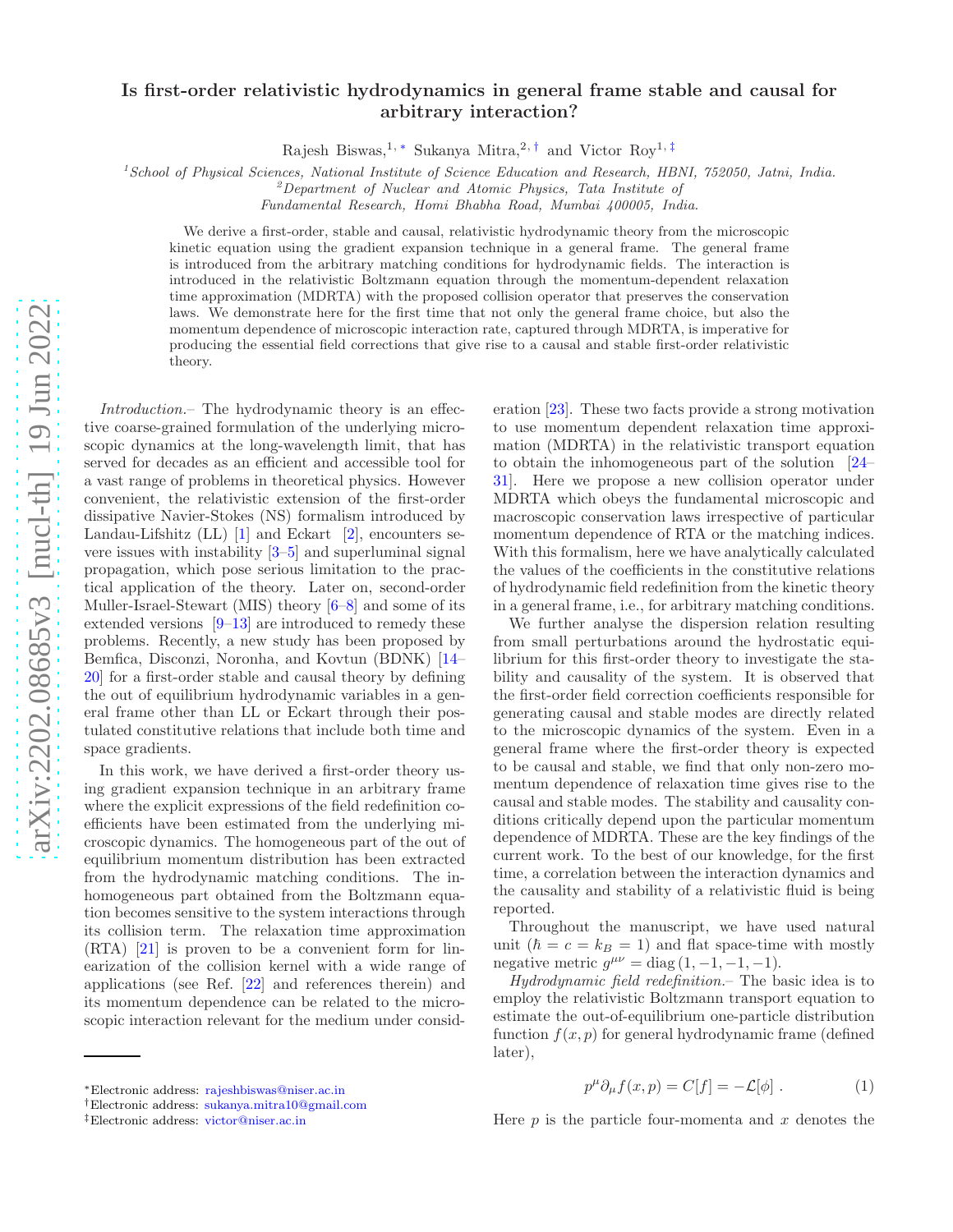# Is first-order relativistic hydrodynamics in general frame stable and causal for arbitrary interaction?

Rajesh Biswas,[1,*] Sukanya Mitra,[2,†] and Victor Roy[1,‡]

[1] School of Physical Sciences, National Institute of Science Education and Research, HBNI, 752050, Jatni, India.
[2] Department of Nuclear and Atomic Physics, Tata Institute of Fundamental Research, Homi Bhabha Road, Mumbai 400005, India.

We derive a first-order, stable and causal, relativistic hydrodynamic theory from the microscopic kinetic equation using the gradient expansion technique in a general frame. The general frame is introduced from the arbitrary matching conditions for hydrodynamic fields. The interaction is introduced in the relativistic Boltzmann equation through the momentum-dependent relaxation time approximation (MDRTA) with the proposed collision operator that preserves the conservation laws. We demonstrate here for the first time that not only the general frame choice, but also the momentum dependence of microscopic interaction rate, captured through MDRTA, is imperative for producing the essential field corrections that give rise to a causal and stable first-order relativistic theory.

*Introduction.–* The hydrodynamic theory is an effective coarse-grained formulation of the underlying microscopic dynamics at the long-wavelength limit, that has served for decades as an efficient and accessible tool for a vast range of problems in theoretical physics. However convenient, the relativistic extension of the first-order dissipative Navier-Stokes (NS) formalism introduced by Landau-Lifshitz (LL) [1] and Eckart [2], encounters severe issues with instability [3–5] and superluminal signal propagation, which pose serious limitation to the practical application of the theory. Later on, second-order Muller-Israel-Stewart (MIS) theory [6–8] and some of its extended versions [9–13] are introduced to remedy these problems. Recently, a new study has been proposed by Bemfica, Disconzi, Noronha, and Kovtun (BDNK) [14–20] for a first-order stable and causal theory by defining the out of equilibrium hydrodynamic variables in a general frame other than LL or Eckart through their postulated constitutive relations that include both time and space gradients.

In this work, we have derived a first-order theory using gradient expansion technique in an arbitrary frame where the explicit expressions of the field redefinition coefficients have been estimated from the underlying microscopic dynamics. The homogeneous part of the out of equilibrium momentum distribution has been extracted from the hydrodynamic matching conditions. The inhomogeneous part obtained from the Boltzmann equation becomes sensitive to the system interactions through its collision term. The relaxation time approximation (RTA) [21] is proven to be a convenient form for linearization of the collision kernel with a wide range of applications (see Ref. [22] and references therein) and its momentum dependence can be related to the microscopic interaction relevant for the medium under consideration [23]. These two facts provide a strong motivation to use momentum dependent relaxation time approximation (MDRTA) in the relativistic transport equation to obtain the inhomogeneous part of the solution [24–31]. Here we propose a new collision operator under MDRTA which obeys the fundamental microscopic and macroscopic conservation laws irrespective of particular momentum dependence of RTA or the matching indices. With this formalism, here we have analytically calculated the values of the coefficients in the constitutive relations of hydrodynamic field redefinition from the kinetic theory in a general frame, i.e., for arbitrary matching conditions.

We further analyse the dispersion relation resulting from small perturbations around the hydrostatic equilibrium for this first-order theory to investigate the stability and causality of the system. It is observed that the first-order field correction coefficients responsible for generating causal and stable modes are directly related to the microscopic dynamics of the system. Even in a general frame where the first-order theory is expected to be causal and stable, we find that only non-zero momentum dependence of relaxation time gives rise to the causal and stable modes. The stability and causality conditions critically depend upon the particular momentum dependence of MDRTA. These are the key findings of the current work. To the best of our knowledge, for the first time, a correlation between the interaction dynamics and the causality and stability of a relativistic fluid is being reported.

Throughout the manuscript, we have used natural unit ($\hbar = c = k_B = 1$) and flat space-time with mostly negative metric $g^{\mu\nu} = \mathrm{diag}\,(1, -1, -1, -1)$.

*Hydrodynamic field redefinition.–* The basic idea is to employ the relativistic Boltzmann transport equation to estimate the out-of-equilibrium one-particle distribution function $f(x, p)$ for general hydrodynamic frame (defined later),

$$p^\mu \partial_\mu f(x, p) = C[f] = -\mathcal{L}[\phi] \; . \tag{1}$$

Here $p$ is the particle four-momenta and $x$ denotes the

*Electronic address: rajeshbiswas@niser.ac.in
†Electronic address: sukanya.mitra10@gmail.com
‡Electronic address: victor@niser.ac.in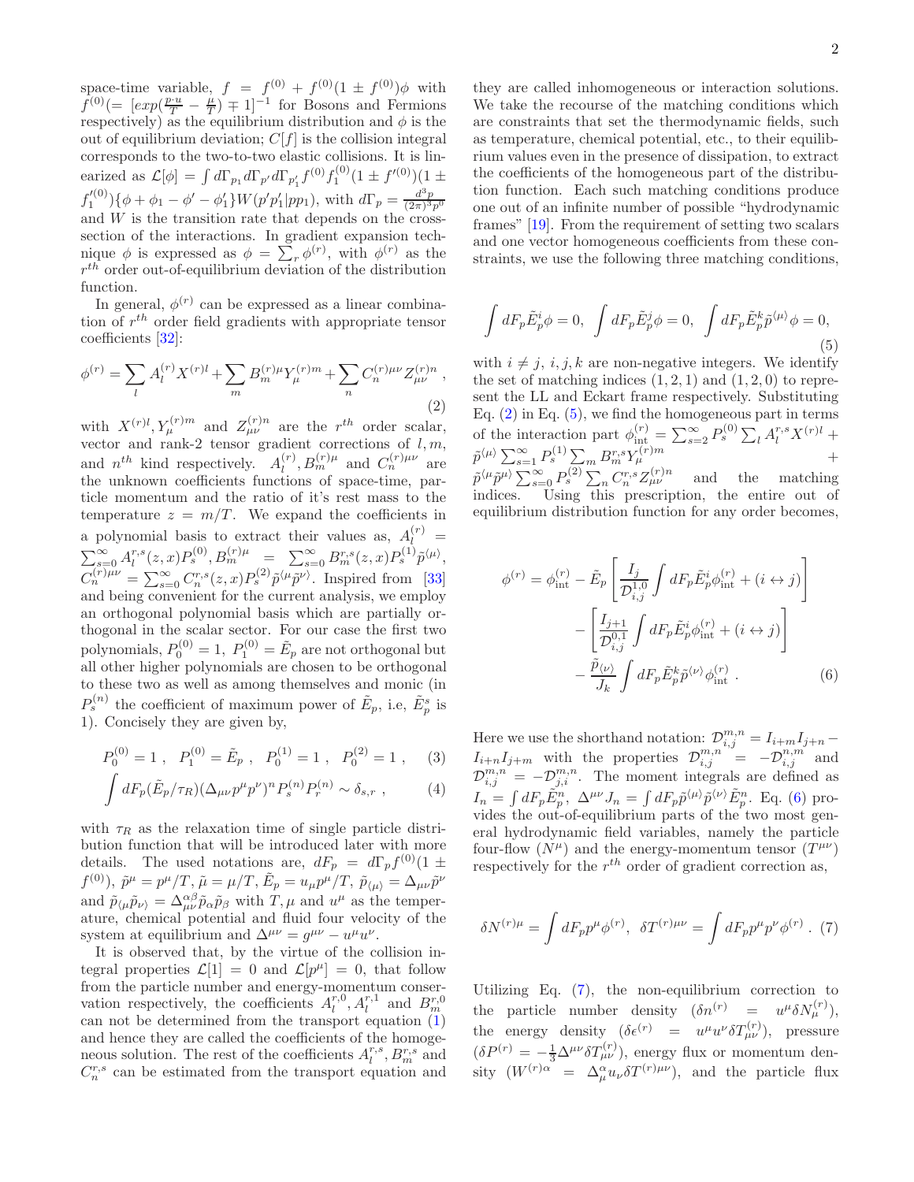space-time variable, $f = f^{(0)} + f^{(0)}(1 \pm f^{(0)})\phi$ with $f^{(0)}(= [exp(\frac{p\cdot u}{T} - \frac{\mu}{T}) \mp 1]^{-1}$ for Bosons and Fermions respectively) as the equilibrium distribution and $\phi$ is the out of equilibrium deviation; $C[f]$ is the collision integral corresponds to the two-to-two elastic collisions. It is linearized as $\mathcal{L}[\phi] = \int d\Gamma_{p_1} d\Gamma_{p'} d\Gamma_{p'_1} f^{(0)} f_1^{(0)}(1 \pm f'^{(0)})(1 \pm f_1'^{(0)})\{\phi + \phi_1 - \phi' - \phi'_1\} W(p'p'_1|pp_1)$, with $d\Gamma_p = \frac{d^3p}{(2\pi)^3 p^0}$ and $W$ is the transition rate that depends on the cross-section of the interactions. In gradient expansion technique $\phi$ is expressed as $\phi = \sum_r \phi^{(r)}$, with $\phi^{(r)}$ as the $r^{th}$ order out-of-equilibrium deviation of the distribution function.

In general, $\phi^{(r)}$ can be expressed as a linear combination of $r^{th}$ order field gradients with appropriate tensor coefficients [32]:

$$\phi^{(r)} = \sum_l A_l^{(r)} X^{(r)l} + \sum_m B_m^{(r)\mu} Y_\mu^{(r)m} + \sum_n C_n^{(r)\mu\nu} Z_{\mu\nu}^{(r)n}\ , \tag{2}$$

with $X^{(r)l}, Y_\mu^{(r)m}$ and $Z_{\mu\nu}^{(r)n}$ are the $r^{th}$ order scalar, vector and rank-2 tensor gradient corrections of $l, m$, and $n^{th}$ kind respectively. $A_l^{(r)}, B_m^{(r)\mu}$ and $C_n^{(r)\mu\nu}$ are the unknown coefficients functions of space-time, particle momentum and the ratio of it's rest mass to the temperature $z = m/T$. We expand the coefficients in a polynomial basis to extract their values as, $A_l^{(r)} = \sum_{s=0}^{\infty} A_l^{r,s}(z,x) P_s^{(0)}, B_m^{(r)\mu} = \sum_{s=0}^{\infty} B_m^{r,s}(z,x) P_s^{(1)} \tilde{p}^{\langle\mu\rangle}$, $C_n^{(r)\mu\nu} = \sum_{s=0}^{\infty} C_n^{r,s}(z,x) P_s^{(2)} \tilde{p}^{\langle\mu}\tilde{p}^{\nu\rangle}$. Inspired from [33] and being convenient for the current analysis, we employ an orthogonal polynomial basis which are partially orthogonal in the scalar sector. For our case the first two polynomials, $P_0^{(0)} = 1,\ P_1^{(0)} = \tilde{E}_p$ are not orthogonal but all other higher polynomials are chosen to be orthogonal to these two as well as among themselves and monic (in $P_s^{(n)}$ the coefficient of maximum power of $\tilde{E}_p$, i.e, $\tilde{E}_p^s$ is 1). Concisely they are given by,

$$P_0^{(0)} = 1\ ,\ \ P_1^{(0)} = \tilde{E}_p\ ,\ \ P_0^{(1)} = 1\ ,\ \ P_0^{(2)} = 1\ , \tag{3}$$

$$\int dF_p (\tilde{E}_p/\tau_R)(\Delta_{\mu\nu} p^\mu p^\nu)^n P_s^{(n)} P_r^{(n)} \sim \delta_{s,r}\ , \tag{4}$$

with $\tau_R$ as the relaxation time of single particle distribution function that will be introduced later with more details. The used notations are, $dF_p = d\Gamma_p f^{(0)}(1 \pm f^{(0)})$, $\tilde{p}^\mu = p^\mu/T$, $\tilde{\mu} = \mu/T$, $\tilde{E}_p = u_\mu p^\mu/T$, $\tilde{p}_{\langle\mu\rangle} = \Delta_{\mu\nu}\tilde{p}^\nu$ and $\tilde{p}_{\langle\mu}\tilde{p}_{\nu\rangle} = \Delta_{\mu\nu}^{\alpha\beta}\tilde{p}_\alpha\tilde{p}_\beta$ with $T, \mu$ and $u^\mu$ as the temperature, chemical potential and fluid four velocity of the system at equilibrium and $\Delta^{\mu\nu} = g^{\mu\nu} - u^\mu u^\nu$.

It is observed that, by the virtue of the collision integral properties $\mathcal{L}[1] = 0$ and $\mathcal{L}[p^\mu] = 0$, that follow from the particle number and energy-momentum conservation respectively, the coefficients $A_l^{r,0}, A_l^{r,1}$ and $B_m^{r,0}$ can not be determined from the transport equation (1) and hence they are called the coefficients of the homogeneous solution. The rest of the coefficients $A_l^{r,s}, B_m^{r,s}$ and $C_n^{r,s}$ can be estimated from the transport equation and they are called inhomogeneous or interaction solutions. We take the recourse of the matching conditions which are constraints that set the thermodynamic fields, such as temperature, chemical potential, etc., to their equilibrium values even in the presence of dissipation, to extract the coefficients of the homogeneous part of the distribution function. Each such matching conditions produce one out of an infinite number of possible "hydrodynamic frames" [19]. From the requirement of setting two scalars and one vector homogeneous coefficients from these constraints, we use the following three matching conditions,

$$\int dF_p \tilde{E}_p^i \phi = 0,\ \int dF_p \tilde{E}_p^j \phi = 0,\ \int dF_p \tilde{E}_p^k \tilde{p}^{\langle\mu\rangle}\phi = 0, \tag{5}$$

with $i \neq j$, $i, j, k$ are non-negative integers. We identify the set of matching indices $(1,2,1)$ and $(1,2,0)$ to represent the LL and Eckart frame respectively. Substituting Eq. (2) in Eq. (5), we find the homogeneous part in terms of the interaction part $\phi_{\rm int}^{(r)} = \sum_{s=2}^{\infty} P_s^{(0)} \sum_l A_l^{r,s} X^{(r)l} + \tilde{p}^{\langle\mu\rangle}\sum_{s=1}^{\infty} P_s^{(1)} \sum_m B_m^{r,s} Y_\mu^{(r)m} + \tilde{p}^{\langle\mu}\tilde{p}^{\mu\rangle}\sum_{s=0}^{\infty} P_s^{(2)} \sum_n C_n^{r,s} Z_{\mu\nu}^{(r)n}$ and the matching indices. Using this prescription, the entire out of equilibrium distribution function for any order becomes,

$$\begin{aligned}
\phi^{(r)} = \phi_{\rm int}^{(r)} &- \tilde{E}_p \left[\frac{I_j}{\mathcal{D}_{i,j}^{1,0}} \int dF_p \tilde{E}_p^i \phi_{\rm int}^{(r)} + (i \leftrightarrow j)\right] \\
&- \left[\frac{I_{j+1}}{\mathcal{D}_{i,j}^{0,1}} \int dF_p \tilde{E}_p^i \phi_{\rm int}^{(r)} + (i \leftrightarrow j)\right] \\
&- \frac{\tilde{p}_{\langle\nu\rangle}}{J_k} \int dF_p \tilde{E}_p^k \tilde{p}^{\langle\nu\rangle}\phi_{\rm int}^{(r)}\ .
\end{aligned} \tag{6}$$

Here we use the shorthand notation: $\mathcal{D}_{i,j}^{m,n} = I_{i+m}I_{j+n} - I_{i+n}I_{j+m}$ with the properties $\mathcal{D}_{i,j}^{m,n} = -\mathcal{D}_{i,j}^{n,m}$ and $\mathcal{D}_{i,j}^{m,n} = -\mathcal{D}_{j,i}^{m,n}$. The moment integrals are defined as $I_n = \int dF_p \tilde{E}_p^n$, $\Delta^{\mu\nu} J_n = \int dF_p \tilde{p}^{\langle\mu\rangle}\tilde{p}^{\langle\nu\rangle}\tilde{E}_p^n$. Eq. (6) provides the out-of-equilibrium parts of the two most general hydrodynamic field variables, namely the particle four-flow $(N^\mu)$ and the energy-momentum tensor $(T^{\mu\nu})$ respectively for the $r^{th}$ order of gradient correction as,

$$\delta N^{(r)\mu} = \int dF_p p^\mu \phi^{(r)},\ \ \delta T^{(r)\mu\nu} = \int dF_p p^\mu p^\nu \phi^{(r)}\ . \tag{7}$$

Utilizing Eq. (7), the non-equilibrium correction to the particle number density ($\delta n^{(r)} = u^\mu \delta N_\mu^{(r)}$), the energy density ($\delta\epsilon^{(r)} = u^\mu u^\nu \delta T_{\mu\nu}^{(r)}$), pressure ($\delta P^{(r)} = -\frac{1}{3}\Delta^{\mu\nu}\delta T_{\mu\nu}^{(r)}$), energy flux or momentum density ($W^{(r)\alpha} = \Delta_\mu^\alpha u_\nu \delta T^{(r)\mu\nu}$), and the particle flux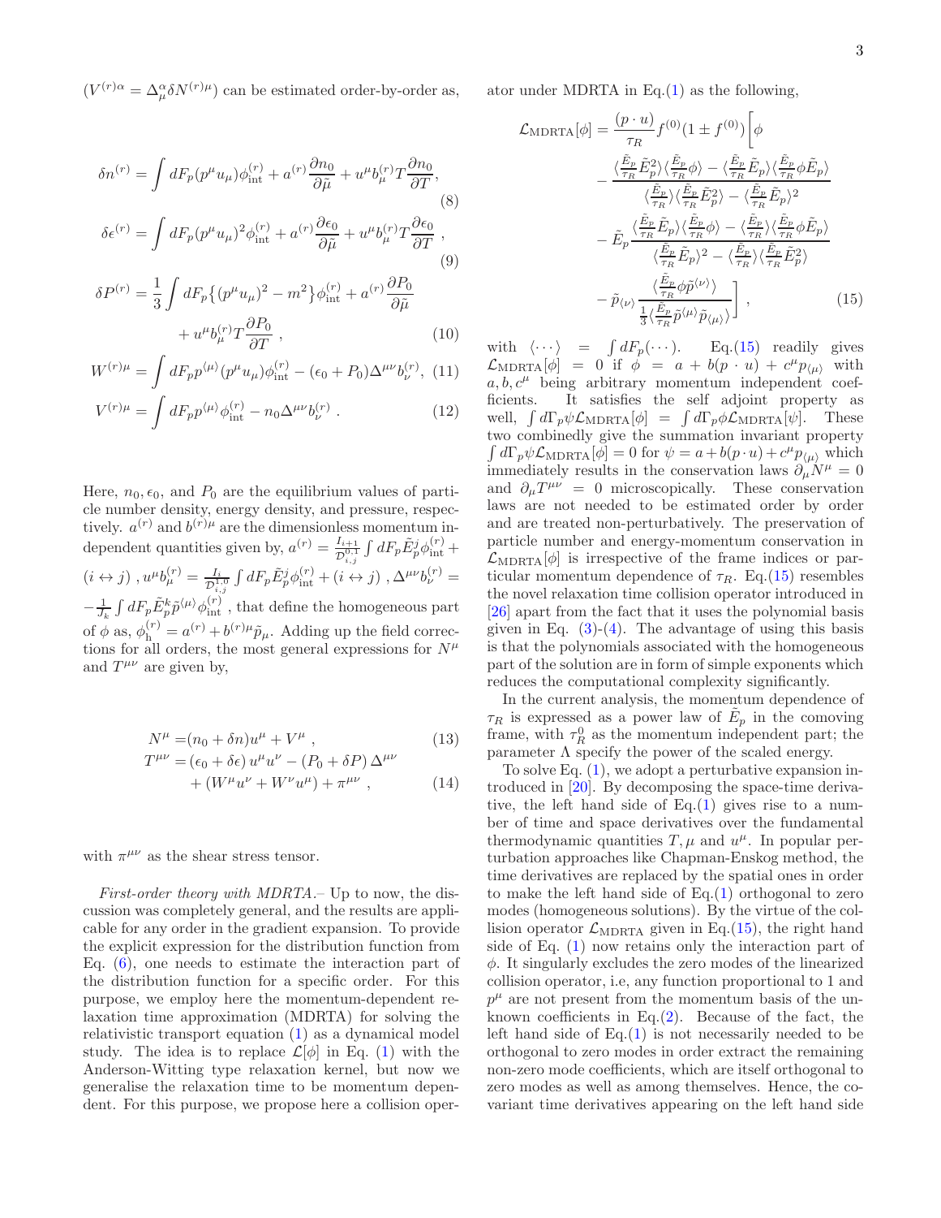($V^{(r)\alpha} = \Delta^\alpha_\mu \delta N^{(r)\mu}$) can be estimated order-by-order as,

$$\delta n^{(r)} = \int dF_p (p^\mu u_\mu)\phi^{(r)}_{\rm int} + a^{(r)}\frac{\partial n_0}{\partial \tilde{\mu}} + u^\mu b^{(r)}_\mu T\frac{\partial n_0}{\partial T}, \tag{8}$$

$$\delta \epsilon^{(r)} = \int dF_p (p^\mu u_\mu)^2\phi^{(r)}_{\rm int} + a^{(r)}\frac{\partial \epsilon_0}{\partial \tilde{\mu}} + u^\mu b^{(r)}_\mu T\frac{\partial \epsilon_0}{\partial T}~, \tag{9}$$

$$\delta P^{(r)} = \frac{1}{3}\int dF_p \{(p^\mu u_\mu)^2 - m^2\}\phi^{(r)}_{\rm int} + a^{(r)}\frac{\partial P_0}{\partial \tilde{\mu}} + u^\mu b^{(r)}_\mu T\frac{\partial P_0}{\partial T}~, \tag{10}$$

$$W^{(r)\mu} = \int dF_p p^{\langle\mu\rangle}(p^\mu u_\mu)\phi^{(r)}_{\rm int} - (\epsilon_0 + P_0)\Delta^{\mu\nu} b^{(r)}_\nu, \tag{11}$$

$$V^{(r)\mu} = \int dF_p p^{\langle\mu\rangle}\phi^{(r)}_{\rm int} - n_0 \Delta^{\mu\nu} b^{(r)}_\nu~. \tag{12}$$

Here, $n_0, \epsilon_0$, and $P_0$ are the equilibrium values of particle number density, energy density, and pressure, respectively. $a^{(r)}$ and $b^{(r)\mu}$ are the dimensionless momentum independent quantities given by, $a^{(r)} = \frac{I_{i+1}}{\mathcal{D}^{0,1}_{i,j}}\int dF_p \tilde{E}^j_p \phi^{(r)}_{\rm int} + (i\leftrightarrow j)$ , $u^\mu b^{(r)}_\mu = \frac{I_i}{\mathcal{D}^{1,0}_{i,j}}\int dF_p \tilde{E}^j_p \phi^{(r)}_{\rm int} + (i\leftrightarrow j)$ , $\Delta^{\mu\nu} b^{(r)}_\nu = -\frac{1}{J_k}\int dF_p \tilde{E}^k_p \tilde{p}^{\langle\mu\rangle}\phi^{(r)}_{\rm int}$ , that define the homogeneous part of $\phi$ as, $\phi^{(r)}_{\rm h} = a^{(r)} + b^{(r)\mu}\tilde{p}_\mu$. Adding up the field corrections for all orders, the most general expressions for $N^\mu$ and $T^{\mu\nu}$ are given by,

$$N^\mu = (n_0 + \delta n)u^\mu + V^\mu~, \tag{13}$$

$$T^{\mu\nu} = (\epsilon_0 + \delta\epsilon)\, u^\mu u^\nu - (P_0 + \delta P)\,\Delta^{\mu\nu} + (W^\mu u^\nu + W^\nu u^\mu) + \pi^{\mu\nu}~, \tag{14}$$

with $\pi^{\mu\nu}$ as the shear stress tensor.

*First-order theory with MDRTA.–* Up to now, the discussion was completely general, and the results are applicable for any order in the gradient expansion. To provide the explicit expression for the distribution function from Eq. (6), one needs to estimate the interaction part of the distribution function for a specific order. For this purpose, we employ here the momentum-dependent relaxation time approximation (MDRTA) for solving the relativistic transport equation (1) as a dynamical model study. The idea is to replace $\mathcal{L}[\phi]$ in Eq. (1) with the Anderson-Witting type relaxation kernel, but now we generalise the relaxation time to be momentum dependent. For this purpose, we propose here a collision operator under MDRTA in Eq.(1) as the following,

$$\mathcal{L}_{\rm MDRTA}[\phi] = \frac{(p\cdot u)}{\tau_R} f^{(0)}(1\pm f^{(0)})\Bigg[\phi - \frac{\langle\frac{\tilde{E}_p}{\tau_R}\tilde{E}^2_p\rangle\langle\frac{\tilde{E}_p}{\tau_R}\phi\rangle - \langle\frac{\tilde{E}_p}{\tau_R}\tilde{E}_p\rangle\langle\frac{\tilde{E}_p}{\tau_R}\phi\tilde{E}_p\rangle}{\langle\frac{\tilde{E}_p}{\tau_R}\rangle\langle\frac{\tilde{E}_p}{\tau_R}\tilde{E}^2_p\rangle - \langle\frac{\tilde{E}_p}{\tau_R}\tilde{E}_p\rangle^2} - \tilde{E}_p\frac{\langle\frac{\tilde{E}_p}{\tau_R}\tilde{E}_p\rangle\langle\frac{\tilde{E}_p}{\tau_R}\phi\rangle - \langle\frac{\tilde{E}_p}{\tau_R}\rangle\langle\frac{\tilde{E}_p}{\tau_R}\phi\tilde{E}_p\rangle}{\langle\frac{\tilde{E}_p}{\tau_R}\tilde{E}_p\rangle^2 - \langle\frac{\tilde{E}_p}{\tau_R}\rangle\langle\frac{\tilde{E}_p}{\tau_R}\tilde{E}^2_p\rangle} - \tilde{p}_{\langle\nu\rangle}\frac{\langle\frac{\tilde{E}_p}{\tau_R}\phi\tilde{p}^{\langle\nu\rangle}\rangle}{\frac{1}{3}\langle\frac{\tilde{E}_p}{\tau_R}\tilde{p}^{\langle\mu\rangle}\tilde{p}_{\langle\mu\rangle}\rangle}\Bigg]~, \tag{15}$$

with $\langle\cdots\rangle = \int dF_p(\cdots)$. Eq.(15) readily gives $\mathcal{L}_{\rm MDRTA}[\phi] = 0$ if $\phi = a + b(p\cdot u) + c^\mu p_{\langle\mu\rangle}$ with $a, b, c^\mu$ being arbitrary momentum independent coefficients. It satisfies the self adjoint property as well, $\int d\Gamma_p \psi\mathcal{L}_{\rm MDRTA}[\phi] = \int d\Gamma_p \phi\mathcal{L}_{\rm MDRTA}[\psi]$. These two combinedly give the summation invariant property $\int d\Gamma_p \psi\mathcal{L}_{\rm MDRTA}[\phi] = 0$ for $\psi = a + b(p\cdot u) + c^\mu p_{\langle\mu\rangle}$ which immediately results in the conservation laws $\partial_\mu N^\mu = 0$ and $\partial_\mu T^{\mu\nu} = 0$ microscopically. These conservation laws are not needed to be estimated order by order and are treated non-perturbatively. The preservation of particle number and energy-momentum conservation in $\mathcal{L}_{\rm MDRTA}[\phi]$ is irrespective of the frame indices or particular momentum dependence of $\tau_R$. Eq.(15) resembles the novel relaxation time collision operator introduced in [26] apart from the fact that it uses the polynomial basis given in Eq. (3)-(4). The advantage of using this basis is that the polynomials associated with the homogeneous part of the solution are in form of simple exponents which reduces the computational complexity significantly.

In the current analysis, the momentum dependence of $\tau_R$ is expressed as a power law of $\tilde{E}_p$ in the comoving frame, with $\tau^0_R$ as the momentum independent part; the parameter $\Lambda$ specify the power of the scaled energy.

To solve Eq. (1), we adopt a perturbative expansion introduced in [20]. By decomposing the space-time derivative, the left hand side of Eq.(1) gives rise to a number of time and space derivatives over the fundamental thermodynamic quantities $T, \mu$ and $u^\mu$. In popular perturbation approaches like Chapman-Enskog method, the time derivatives are replaced by the spatial ones in order to make the left hand side of Eq.(1) orthogonal to zero modes (homogeneous solutions). By the virtue of the collision operator $\mathcal{L}_{\rm MDRTA}$ given in Eq.(15), the right hand side of Eq. (1) now retains only the interaction part of $\phi$. It singularly excludes the zero modes of the linearized collision operator, i.e, any function proportional to 1 and $p^\mu$ are not present from the momentum basis of the unknown coefficients in Eq.(2). Because of the fact, the left hand side of Eq.(1) is not necessarily needed to be orthogonal to zero modes in order extract the remaining non-zero mode coefficients, which are itself orthogonal to zero modes as well as among themselves. Hence, the covariant time derivatives appearing on the left hand side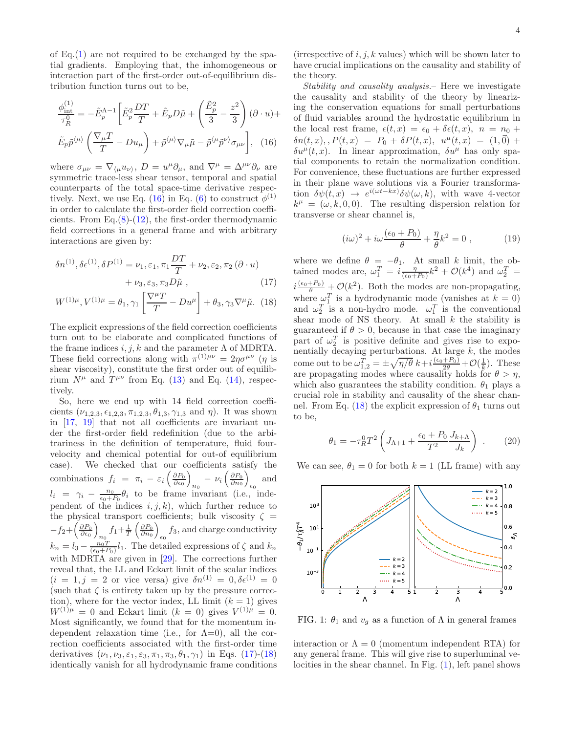of Eq.(1) are not required to be exchanged by the spatial gradients. Employing that, the inhomogeneous or interaction part of the first-order out-of-equilibrium distribution function turns out to be,

$$
\frac{\phi_{\rm int}^{(1)}}{\tau_R^0} = -\tilde{E}_p^{\Lambda-1}\bigg[\tilde{E}_p^2\frac{DT}{T} + \tilde{E}_p D\tilde{\mu} + \left(\frac{\tilde{E}_p^2}{3} - \frac{z^2}{3}\right)(\partial\cdot u) + \tilde{E}_p\tilde{p}^{\langle\mu\rangle}\left(\frac{\nabla_\mu T}{T} - Du_\mu\right) + \tilde{p}^{\langle\mu\rangle}\nabla_\mu\tilde{\mu} - \tilde{p}^{\langle\mu}\tilde{p}^{\nu\rangle}\sigma_{\mu\nu}\bigg], \quad (16)
$$

where $\sigma_{\mu\nu} = \nabla_{\langle\mu}u_{\nu\rangle}$, $D = u^\mu\partial_\mu$, and $\nabla^\mu = \Delta^{\mu\nu}\partial_\nu$ are symmetric trace-less shear tensor, temporal and spatial counterparts of the total space-time derivative respectively. Next, we use Eq. (16) in Eq. (6) to construct $\phi^{(1)}$ in order to calculate the first-order field correction coefficients. From Eq.(8)-(12), the first-order thermodynamic field corrections in a general frame and with arbitrary interactions are given by:

$$
\delta n^{(1)}, \delta\epsilon^{(1)}, \delta P^{(1)} = \nu_1, \varepsilon_1, \pi_1\frac{DT}{T} + \nu_2, \varepsilon_2, \pi_2\,(\partial\cdot u) + \nu_3, \varepsilon_3, \pi_3 D\tilde{\mu}\ , \quad (17)
$$

$$
W^{(1)\mu}, V^{(1)\mu} = \theta_1, \gamma_1\left[\frac{\nabla^\mu T}{T} - Du^\mu\right] + \theta_3, \gamma_3\nabla^\mu\tilde{\mu}. \quad (18)
$$

The explicit expressions of the field correction coefficients turn out to be elaborate and complicated functions of the frame indices $i,j,k$ and the parameter $\Lambda$ of MDRTA. These field corrections along with $\pi^{(1)\mu\nu} = 2\eta\sigma^{\mu\nu}$ ($\eta$ is shear viscosity), constitute the first order out of equilibrium $N^\mu$ and $T^{\mu\nu}$ from Eq. (13) and Eq. (14), respectively.

So, here we end up with 14 field correction coefficients ($\nu_{1,2,3}, \epsilon_{1,2,3}, \pi_{1,2,3}, \theta_{1,3}, \gamma_{1,3}$ and $\eta$). It was shown in [17, 19] that not all coefficients are invariant under the first-order field redefinition (due to the arbitrariness in the definition of temperature, fluid four-velocity and chemical potential for out-of equilibrium case). We checked that our coefficients satisfy the combinations $f_i = \pi_i - \varepsilon_i\left(\frac{\partial P_0}{\partial\epsilon_0}\right)_{n_0} - \nu_i\left(\frac{\partial P_0}{\partial n_0}\right)_{\epsilon_0}$ and $l_i = \gamma_i - \frac{n_0}{\epsilon_0+P_0}\theta_i$ to be frame invariant (i.e., independent of the indices $i,j,k$), which further reduce to the physical transport coefficients; bulk viscosity $\zeta = -f_2 + \left(\frac{\partial P_0}{\partial\epsilon_0}\right)_{n_0} f_1 + \frac{1}{T}\left(\frac{\partial P_0}{\partial n_0}\right)_{\epsilon_0} f_3$, and charge conductivity $k_n = l_3 - \frac{n_0 T}{(\epsilon_0+P_0)}l_1$. The detailed expressions of $\zeta$ and $k_n$ with MDRTA are given in [29]. The corrections further reveal that, the LL and Eckart limit of the scalar indices ($i=1, j=2$ or vice versa) give $\delta n^{(1)} = 0, \delta\epsilon^{(1)} = 0$ (such that $\zeta$ is entirety taken up by the pressure correction), where for the vector index, LL limit ($k=1$) gives $W^{(1)\mu} = 0$ and Eckart limit ($k=0$) gives $V^{(1)\mu} = 0$. Most significantly, we found that for the momentum independent relaxation time (i.e., for $\Lambda$=0), all the correction coefficients associated with the first-order time derivatives ($\nu_1, \nu_3, \varepsilon_1, \varepsilon_3, \pi_1, \pi_3, \theta_1, \gamma_1$) in Eqs. (17)-(18) identically vanish for all hydrodynamic frame conditions (irrespective of $i,j,k$ values) which will be shown later to have crucial implications on the causality and stability of the theory.

*Stability and causality analysis.*– Here we investigate the causality and stability of the theory by linearizing the conservation equations for small perturbations of fluid variables around the hydrostatic equilibrium in the local rest frame, $\epsilon(t,x) = \epsilon_0 + \delta\epsilon(t,x)$, $n = n_0 + \delta n(t,x),$, $P(t,x) = P_0 + \delta P(t,x)$, $u^\mu(t,x) = (1,\vec{0}) + \delta u^\mu(t,x)$. In linear approximation, $\delta u^\mu$ has only spatial components to retain the normalization condition. For convenience, these fluctuations are further expressed in their plane wave solutions via a Fourier transformation $\delta\psi(t,x) \to e^{i(\omega t - kx)}\delta\psi(\omega,k)$, with wave 4-vector $k^\mu = (\omega,k,0,0)$. The resulting dispersion relation for transverse or shear channel is,

$$
(i\omega)^2 + i\omega\frac{(\epsilon_0+P_0)}{\theta} + \frac{\eta}{\theta}k^2 = 0\ , \quad (19)
$$

where we define $\theta = -\theta_1$. At small $k$ limit, the obtained modes are, $\omega_1^T = i\frac{\eta}{(\epsilon_0+P_0)}k^2 + \mathcal{O}(k^4)$ and $\omega_2^T = i\frac{(\epsilon_0+P_0)}{\theta} + \mathcal{O}(k^2)$. Both the modes are non-propagating, where $\omega_1^T$ is a hydrodynamic mode (vanishes at $k=0$) and $\omega_2^T$ is a non-hydro mode. $\omega_1^T$ is the conventional shear mode of NS theory. At small $k$ the stability is guaranteed if $\theta > 0$, because in that case the imaginary part of $\omega_2^T$ is positive definite and gives rise to exponentially decaying perturbations. At large $k$, the modes come out to be $\omega_{1,2}^T = \pm\sqrt{\eta/\theta}\,k + i\frac{(\epsilon_0+P_0)}{2\theta} + \mathcal{O}(\frac{1}{k})$. These are propagating modes where causality holds for $\theta > \eta$, which also guarantees the stability condition. $\theta_1$ plays a crucial role in stability and causality of the shear channel. From Eq. (18) the explicit expression of $\theta_1$ turns out to be,

$$
\theta_1 = -\tau_R^0 T^2\left(J_{\Lambda+1} + \frac{\epsilon_0+P_0}{T^2}\frac{J_{k+\Lambda}}{J_k}\right)\ . \quad (20)
$$

We can see, $\theta_1 = 0$ for both $k=1$ (LL frame) with any interaction or $\Lambda = 0$ (momentum independent RTA) for any general frame. This will give rise to superluminal velocities in the shear channel. In Fig. (1), left panel shows

FIG. 1: $\theta_1$ and $v_g$ as a function of $\Lambda$ in general frames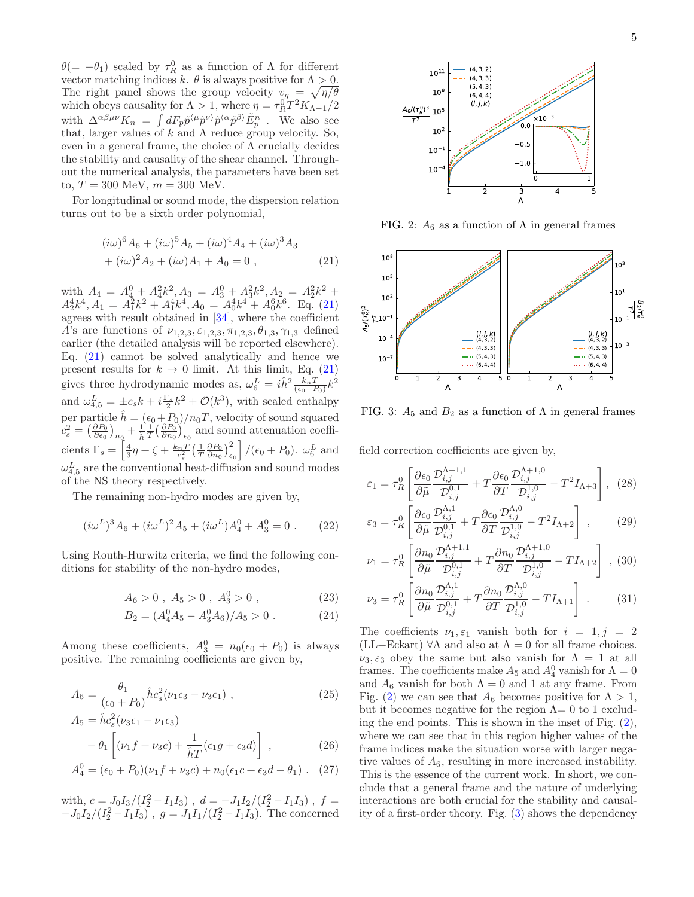$\theta(=-\theta_1)$ scaled by $\tau_R^0$ as a function of $\Lambda$ for different vector matching indices $k$. $\theta$ is always positive for $\Lambda > 0$. The right panel shows the group velocity $v_g = \sqrt{\eta/\theta}$ which obeys causality for $\Lambda > 1$, where $\eta = \tau_R^0 T^2 K_{\Lambda-1}/2$ with $\Delta^{\alpha\beta\mu\nu} K_n = \int dF_p \tilde{p}^{\langle\mu}\tilde{p}^{\nu\rangle}\tilde{p}^{\langle\alpha}\tilde{p}^{\beta\rangle}\tilde{E}_p^n$ . We also see that, larger values of $k$ and $\Lambda$ reduce group velocity. So, even in a general frame, the choice of $\Lambda$ crucially decides the stability and causality of the shear channel. Throughout the numerical analysis, the parameters have been set to, $T = 300$ MeV, $m = 300$ MeV.

For longitudinal or sound mode, the dispersion relation turns out to be a sixth order polynomial,

$$(i\omega)^6 A_6 + (i\omega)^5 A_5 + (i\omega)^4 A_4 + (i\omega)^3 A_3 + (i\omega)^2 A_2 + (i\omega) A_1 + A_0 = 0 \ , \tag{21}$$

with $A_4 = A_4^0 + A_4^2 k^2, A_3 = A_3^0 + A_3^2 k^2, A_2 = A_2^2 k^2 + A_2^4 k^4, A_1 = A_1^2 k^2 + A_1^4 k^4, A_0 = A_0^4 k^4 + A_0^6 k^6$. Eq. (21) agrees with result obtained in [34], where the coefficient $A$'s are functions of $\nu_{1,2,3}, \varepsilon_{1,2,3}, \pi_{1,2,3}, \theta_{1,3}, \gamma_{1,3}$ defined earlier (the detailed analysis will be reported elsewhere). Eq. (21) cannot be solved analytically and hence we present results for $k \to 0$ limit. At this limit, Eq. (21) gives three hydrodynamic modes as, $\omega_6^L = i\hat{h}^2 \frac{k_n T}{(\epsilon_0 + P_0)} k^2$ and $\omega_{4,5}^L = \pm c_s k + i\frac{\Gamma_s}{2}k^2 + \mathcal{O}(k^3)$, with scaled enthalpy per particle $\hat{h} = (\epsilon_0 + P_0)/n_0 T$, velocity of sound squared $c_s^2 = \left(\frac{\partial P_0}{\partial \epsilon_0}\right)_{n_0} + \frac{1}{\hat{h}}\frac{1}{T}\left(\frac{\partial P_0}{\partial n_0}\right)_{\epsilon_0}$ and sound attenuation coefficients $\Gamma_s = \left[\frac{4}{3}\eta + \zeta + \frac{k_n T}{c_s^2}\left(\frac{1}{T}\frac{\partial P_0}{\partial n_0}\right)^2_{\epsilon_0}\right]/(\epsilon_0 + P_0)$. $\omega_6^L$ and $\omega_{4,5}^L$ are the conventional heat-diffusion and sound modes of the NS theory respectively.

The remaining non-hydro modes are given by,

$$(i\omega^L)^3 A_6 + (i\omega^L)^2 A_5 + (i\omega^L) A_4^0 + A_3^0 = 0 \ . \tag{22}$$

Using Routh-Hurwitz criteria, we find the following conditions for stability of the non-hydro modes,

$$A_6 > 0 \ , \ A_5 > 0 \ , \ A_3^0 > 0 \ , \tag{23}$$

$$B_2 = (A_4^0 A_5 - A_3^0 A_6)/A_5 > 0 \ . \tag{24}$$

Among these coefficients, $A_3^0 = n_0(\epsilon_0 + P_0)$ is always positive. The remaining coefficients are given by,

$$A_6 = \frac{\theta_1}{(\epsilon_0 + P_0)} \hat{h} c_s^2 (\nu_1 \epsilon_3 - \nu_3 \epsilon_1) \ , \tag{25}$$

$$A_5 = \hat{h} c_s^2 (\nu_3 \epsilon_1 - \nu_1 \epsilon_3) - \theta_1 \left[(\nu_1 f + \nu_3 c) + \frac{1}{\hat{h} T}(\epsilon_1 g + \epsilon_3 d)\right] \ , \tag{26}$$

$$A_4^0 = (\epsilon_0 + P_0)(\nu_1 f + \nu_3 c) + n_0(\epsilon_1 c + \epsilon_3 d - \theta_1) \ . \tag{27}$$

with, $c = J_0 I_3/(I_2^2 - I_1 I_3)$ , $d = -J_1 I_2/(I_2^2 - I_1 I_3)$ , $f = -J_0 I_2/(I_2^2 - I_1 I_3)$ , $g = J_1 I_1/(I_2^2 - I_1 I_3)$. The concerned field correction coefficients are given by,

$$\varepsilon_1 = \tau_R^0 \left[\frac{\partial \epsilon_0}{\partial \tilde{\mu}} \frac{\mathcal{D}_{i,j}^{\Lambda+1,1}}{\mathcal{D}_{i,j}^{0,1}} + T \frac{\partial \epsilon_0}{\partial T} \frac{\mathcal{D}_{i,j}^{\Lambda+1,0}}{\mathcal{D}_{i,j}^{1,0}} - T^2 I_{\Lambda+3}\right] , \tag{28}$$

$$\varepsilon_3 = \tau_R^0 \left[\frac{\partial \epsilon_0}{\partial \tilde{\mu}} \frac{\mathcal{D}_{i,j}^{\Lambda,1}}{\mathcal{D}_{i,j}^{0,1}} + T \frac{\partial \epsilon_0}{\partial T} \frac{\mathcal{D}_{i,j}^{\Lambda,0}}{\mathcal{D}_{i,j}^{1,0}} - T^2 I_{\Lambda+2}\right] \ , \tag{29}$$

$$\nu_1 = \tau_R^0 \left[\frac{\partial n_0}{\partial \tilde{\mu}} \frac{\mathcal{D}_{i,j}^{\Lambda+1,1}}{\mathcal{D}_{i,j}^{0,1}} + T \frac{\partial n_0}{\partial T} \frac{\mathcal{D}_{i,j}^{\Lambda+1,0}}{\mathcal{D}_{i,j}^{1,0}} - T I_{\Lambda+2}\right] \ , \tag{30}$$

$$\nu_3 = \tau_R^0 \left[\frac{\partial n_0}{\partial \tilde{\mu}} \frac{\mathcal{D}_{i,j}^{\Lambda,1}}{\mathcal{D}_{i,j}^{0,1}} + T \frac{\partial n_0}{\partial T} \frac{\mathcal{D}_{i,j}^{\Lambda,0}}{\mathcal{D}_{i,j}^{1,0}} - T I_{\Lambda+1}\right] \ . \tag{31}$$

The coefficients $\nu_1, \varepsilon_1$ vanish both for $i = 1, j = 2$ (LL+Eckart) $\forall \Lambda$ and also at $\Lambda = 0$ for all frame choices. $\nu_3, \varepsilon_3$ obey the same but also vanish for $\Lambda = 1$ at all frames. The coefficients make $A_5$ and $A_4^0$ vanish for $\Lambda = 0$ and $A_6$ vanish for both $\Lambda = 0$ and 1 at any frame. From Fig. (2) we can see that $A_6$ becomes positive for $\Lambda > 1$, but it becomes negative for the region $\Lambda$= 0 to 1 excluding the end points. This is shown in the inset of Fig. (2), where we can see that in this region higher values of the frame indices make the situation worse with larger negative values of $A_6$, resulting in more increased instability. This is the essence of the current work. In short, we conclude that a general frame and the nature of underlying interactions are both crucial for the stability and causality of a first-order theory. Fig. (3) shows the dependency

FIG. 2: $A_6$ as a function of $\Lambda$ in general frames

FIG. 3: $A_5$ and $B_2$ as a function of $\Lambda$ in general frames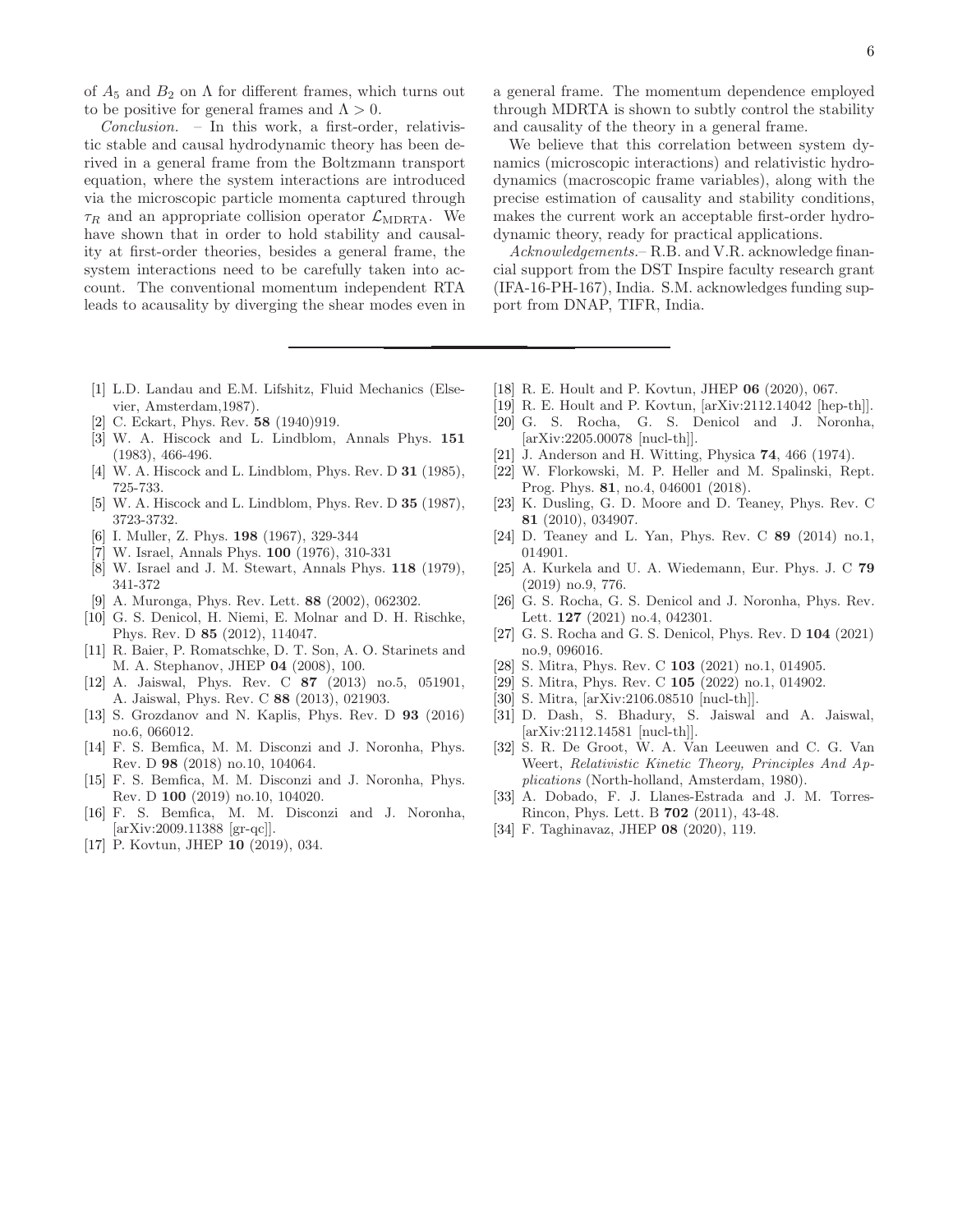of $A_5$ and $B_2$ on $\Lambda$ for different frames, which turns out to be positive for general frames and $\Lambda > 0$.

*Conclusion.* – In this work, a first-order, relativistic stable and causal hydrodynamic theory has been derived in a general frame from the Boltzmann transport equation, where the system interactions are introduced via the microscopic particle momenta captured through $\tau_R$ and an appropriate collision operator $\mathcal{L}_{\text{MDRTA}}$. We have shown that in order to hold stability and causality at first-order theories, besides a general frame, the system interactions need to be carefully taken into account. The conventional momentum independent RTA leads to acausality by diverging the shear modes even in a general frame. The momentum dependence employed through MDRTA is shown to subtly control the stability and causality of the theory in a general frame.

We believe that this correlation between system dynamics (microscopic interactions) and relativistic hydrodynamics (macroscopic frame variables), along with the precise estimation of causality and stability conditions, makes the current work an acceptable first-order hydrodynamic theory, ready for practical applications.

*Acknowledgements.*– R.B. and V.R. acknowledge financial support from the DST Inspire faculty research grant (IFA-16-PH-167), India. S.M. acknowledges funding support from DNAP, TIFR, India.

---

[1] L.D. Landau and E.M. Lifshitz, Fluid Mechanics (Elsevier, Amsterdam,1987).

[2] C. Eckart, Phys. Rev. **58** (1940)919.

[3] W. A. Hiscock and L. Lindblom, Annals Phys. **151** (1983), 466-496.

[4] W. A. Hiscock and L. Lindblom, Phys. Rev. D **31** (1985), 725-733.

[5] W. A. Hiscock and L. Lindblom, Phys. Rev. D **35** (1987), 3723-3732.

[6] I. Muller, Z. Phys. **198** (1967), 329-344

[7] W. Israel, Annals Phys. **100** (1976), 310-331

[8] W. Israel and J. M. Stewart, Annals Phys. **118** (1979), 341-372

[9] A. Muronga, Phys. Rev. Lett. **88** (2002), 062302.

[10] G. S. Denicol, H. Niemi, E. Molnar and D. H. Rischke, Phys. Rev. D **85** (2012), 114047.

[11] R. Baier, P. Romatschke, D. T. Son, A. O. Starinets and M. A. Stephanov, JHEP **04** (2008), 100.

[12] A. Jaiswal, Phys. Rev. C **87** (2013) no.5, 051901, A. Jaiswal, Phys. Rev. C **88** (2013), 021903.

[13] S. Grozdanov and N. Kaplis, Phys. Rev. D **93** (2016) no.6, 066012.

[14] F. S. Bemfica, M. M. Disconzi and J. Noronha, Phys. Rev. D **98** (2018) no.10, 104064.

[15] F. S. Bemfica, M. M. Disconzi and J. Noronha, Phys. Rev. D **100** (2019) no.10, 104020.

[16] F. S. Bemfica, M. M. Disconzi and J. Noronha, [arXiv:2009.11388 [gr-qc]].

[17] P. Kovtun, JHEP **10** (2019), 034.

[18] R. E. Hoult and P. Kovtun, JHEP **06** (2020), 067.

[19] R. E. Hoult and P. Kovtun, [arXiv:2112.14042 [hep-th]].

[20] G. S. Rocha, G. S. Denicol and J. Noronha, [arXiv:2205.00078 [nucl-th]].

[21] J. Anderson and H. Witting, Physica **74**, 466 (1974).

[22] W. Florkowski, M. P. Heller and M. Spalinski, Rept. Prog. Phys. **81**, no.4, 046001 (2018).

[23] K. Dusling, G. D. Moore and D. Teaney, Phys. Rev. C **81** (2010), 034907.

[24] D. Teaney and L. Yan, Phys. Rev. C **89** (2014) no.1, 014901.

[25] A. Kurkela and U. A. Wiedemann, Eur. Phys. J. C **79** (2019) no.9, 776.

[26] G. S. Rocha, G. S. Denicol and J. Noronha, Phys. Rev. Lett. **127** (2021) no.4, 042301.

[27] G. S. Rocha and G. S. Denicol, Phys. Rev. D **104** (2021) no.9, 096016.

[28] S. Mitra, Phys. Rev. C **103** (2021) no.1, 014905.

[29] S. Mitra, Phys. Rev. C **105** (2022) no.1, 014902.

[30] S. Mitra, [arXiv:2106.08510 [nucl-th]].

[31] D. Dash, S. Bhadury, S. Jaiswal and A. Jaiswal, [arXiv:2112.14581 [nucl-th]].

[32] S. R. De Groot, W. A. Van Leeuwen and C. G. Van Weert, *Relativistic Kinetic Theory, Principles And Applications* (North-holland, Amsterdam, 1980).

[33] A. Dobado, F. J. Llanes-Estrada and J. M. Torres-Rincon, Phys. Lett. B **702** (2011), 43-48.

[34] F. Taghinavaz, JHEP **08** (2020), 119.